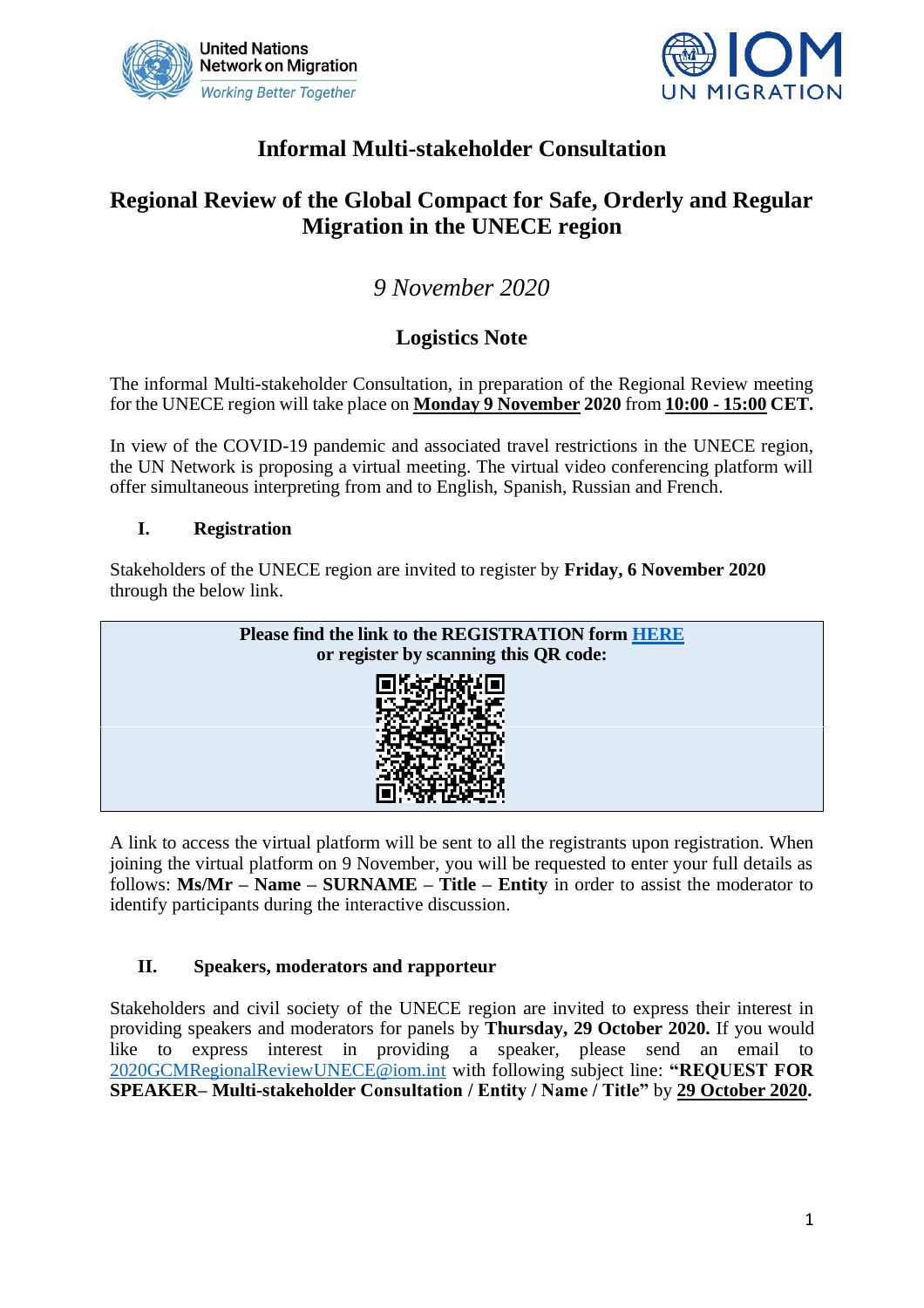# Informal Multi-stakeholder Consultation

## Regional Review of the Global Compact for Safe, Orderly and Regular Migration in the UNECE region

*9 November 2020*

## Logistics Note

The informal Multi-stakeholder Consultation, in preparation of the Regional Review meeting for the UNECE region will take place on **Monday 9 November 2020** from **10:00 - 15:00 CET.**

In view of the COVID-19 pandemic and associated travel restrictions in the UNECE region, the UN Network is proposing a virtual meeting. The virtual video conferencing platform will offer simultaneous interpreting from and to English, Spanish, Russian and French.

### I. Registration

Stakeholders of the UNECE region are invited to register by **Friday, 6 November 2020** through the below link.

**Please find the link to the REGISTRATION form HERE**
**or register by scanning this QR code:**

A link to access the virtual platform will be sent to all the registrants upon registration. When joining the virtual platform on 9 November, you will be requested to enter your full details as follows: **Ms/Mr – Name – SURNAME – Title – Entity** in order to assist the moderator to identify participants during the interactive discussion.

### II. Speakers, moderators and rapporteur

Stakeholders and civil society of the UNECE region are invited to express their interest in providing speakers and moderators for panels by **Thursday, 29 October 2020.** If you would like to express interest in providing a speaker, please send an email to 2020GCMRegionalReviewUNECE@iom.int with following subject line: **"REQUEST FOR SPEAKER– Multi-stakeholder Consultation / Entity / Name / Title"** by **29 October 2020.**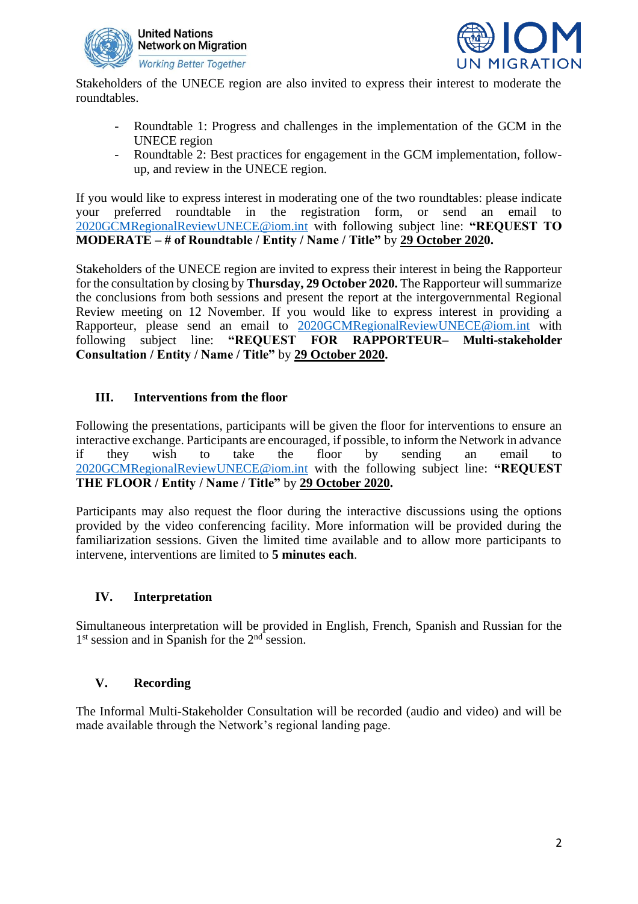Stakeholders of the UNECE region are also invited to express their interest to moderate the roundtables.

- Roundtable 1: Progress and challenges in the implementation of the GCM in the UNECE region
- Roundtable 2: Best practices for engagement in the GCM implementation, follow-up, and review in the UNECE region.

If you would like to express interest in moderating one of the two roundtables: please indicate your preferred roundtable in the registration form, or send an email to 2020GCMRegionalReviewUNECE@iom.int with following subject line: **"REQUEST TO MODERATE – # of Roundtable / Entity / Name / Title"** by **29 October 2020.**

Stakeholders of the UNECE region are invited to express their interest in being the Rapporteur for the consultation by closing by **Thursday, 29 October 2020.** The Rapporteur will summarize the conclusions from both sessions and present the report at the intergovernmental Regional Review meeting on 12 November. If you would like to express interest in providing a Rapporteur, please send an email to 2020GCMRegionalReviewUNECE@iom.int with following subject line: **"REQUEST FOR RAPPORTEUR– Multi-stakeholder Consultation / Entity / Name / Title"** by **29 October 2020.**

## III. Interventions from the floor

Following the presentations, participants will be given the floor for interventions to ensure an interactive exchange. Participants are encouraged, if possible, to inform the Network in advance if they wish to take the floor by sending an email to 2020GCMRegionalReviewUNECE@iom.int with the following subject line: **"REQUEST THE FLOOR / Entity / Name / Title"** by **29 October 2020.**

Participants may also request the floor during the interactive discussions using the options provided by the video conferencing facility. More information will be provided during the familiarization sessions. Given the limited time available and to allow more participants to intervene, interventions are limited to **5 minutes each**.

## IV. Interpretation

Simultaneous interpretation will be provided in English, French, Spanish and Russian for the 1st session and in Spanish for the 2nd session.

## V. Recording

The Informal Multi-Stakeholder Consultation will be recorded (audio and video) and will be made available through the Network's regional landing page.